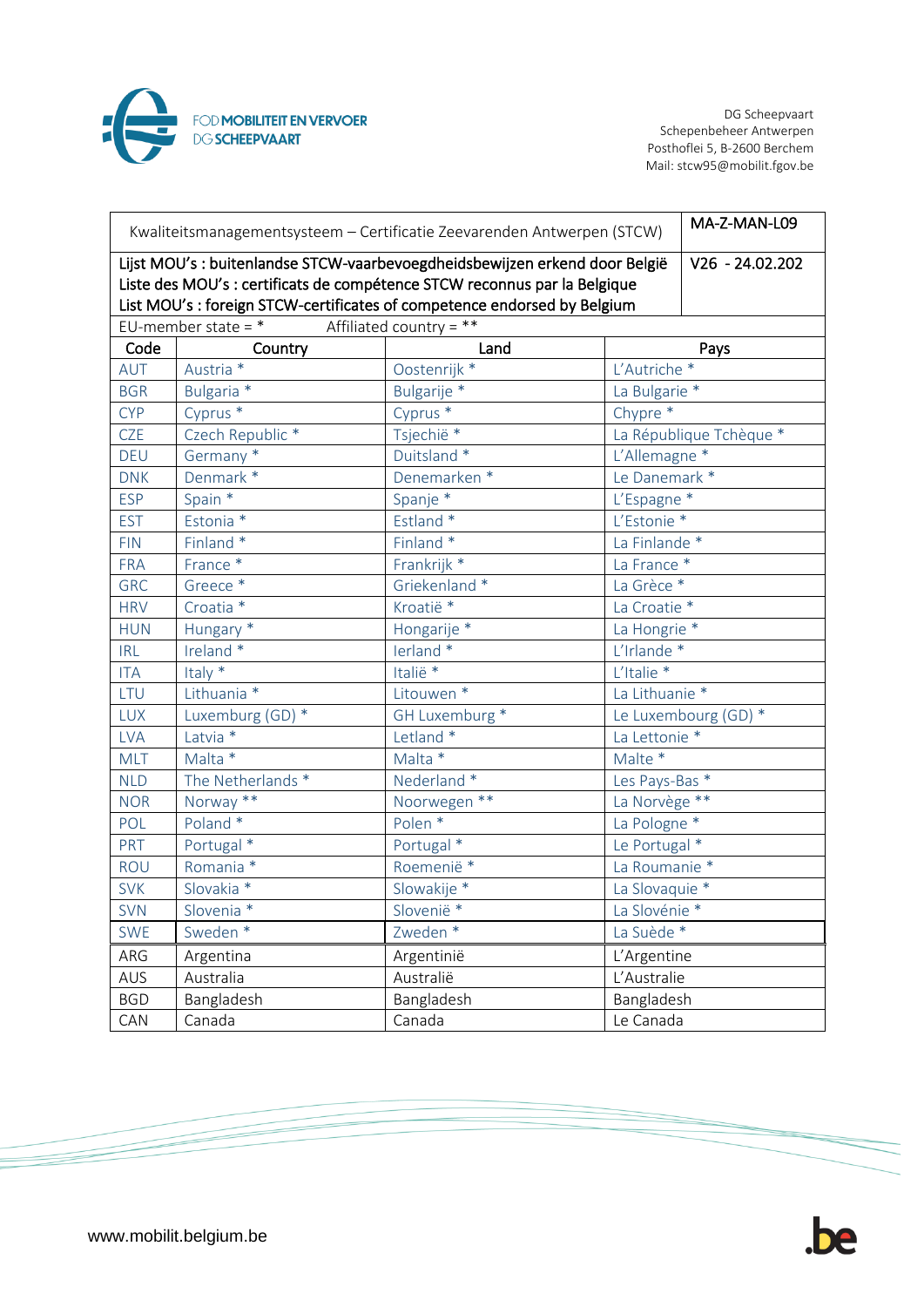FOD MOBILITEIT EN VERVOER
DG SCHEEPVAART

DG Scheepvaart
Schepenbeheer Antwerpen
Posthoflei 5, B-2600 Berchem
Mail: stcw95@mobilit.fgov.be

| Kwaliteitsmanagementsysteem – Certificatie Zeevarenden Antwerpen (STCW) | | | MA-Z-MAN-L09 |
|---|---|---|---|
| **Lijst MOU's : buitenlandse STCW-vaarbevoegdheidsbewijzen erkend door België**<br>**Liste des MOU's : certificats de compétence STCW reconnus par la Belgique**<br>**List MOU's : foreign STCW-certificates of competence endorsed by Belgium** | | | V26 - 24.02.202 |
| EU-member state = * | Affiliated country = ** | | |
| Code | Country | Land | Pays |
| AUT | Austria * | Oostenrijk * | L'Autriche * |
| BGR | Bulgaria * | Bulgarije * | La Bulgarie * |
| CYP | Cyprus * | Cyprus * | Chypre * |
| CZE | Czech Republic * | Tsjechië * | La République Tchèque * |
| DEU | Germany * | Duitsland * | L'Allemagne * |
| DNK | Denmark * | Denemarken * | Le Danemark * |
| ESP | Spain * | Spanje * | L'Espagne * |
| EST | Estonia * | Estland * | L'Estonie * |
| FIN | Finland * | Finland * | La Finlande * |
| FRA | France * | Frankrijk * | La France * |
| GRC | Greece * | Griekenland * | La Grèce * |
| HRV | Croatia * | Kroatië * | La Croatie * |
| HUN | Hungary * | Hongarije * | La Hongrie * |
| IRL | Ireland * | Ierland * | L'Irlande * |
| ITA | Italy * | Italië * | L'Italie * |
| LTU | Lithuania * | Litouwen * | La Lithuanie * |
| LUX | Luxemburg (GD) * | GH Luxemburg * | Le Luxembourg (GD) * |
| LVA | Latvia * | Letland * | La Lettonie * |
| MLT | Malta * | Malta * | Malte * |
| NLD | The Netherlands * | Nederland * | Les Pays-Bas * |
| NOR | Norway ** | Noorwegen ** | La Norvège ** |
| POL | Poland * | Polen * | La Pologne * |
| PRT | Portugal * | Portugal * | Le Portugal * |
| ROU | Romania * | Roemenië * | La Roumanie * |
| SVK | Slovakia * | Slowakije * | La Slovaquie * |
| SVN | Slovenia * | Slovenië * | La Slovénie * |
| SWE | Sweden * | Zweden * | La Suède * |
| ARG | Argentina | Argentinië | L'Argentine |
| AUS | Australia | Australië | L'Australie |
| BGD | Bangladesh | Bangladesh | Bangladesh |
| CAN | Canada | Canada | Le Canada |

www.mobilit.belgium.be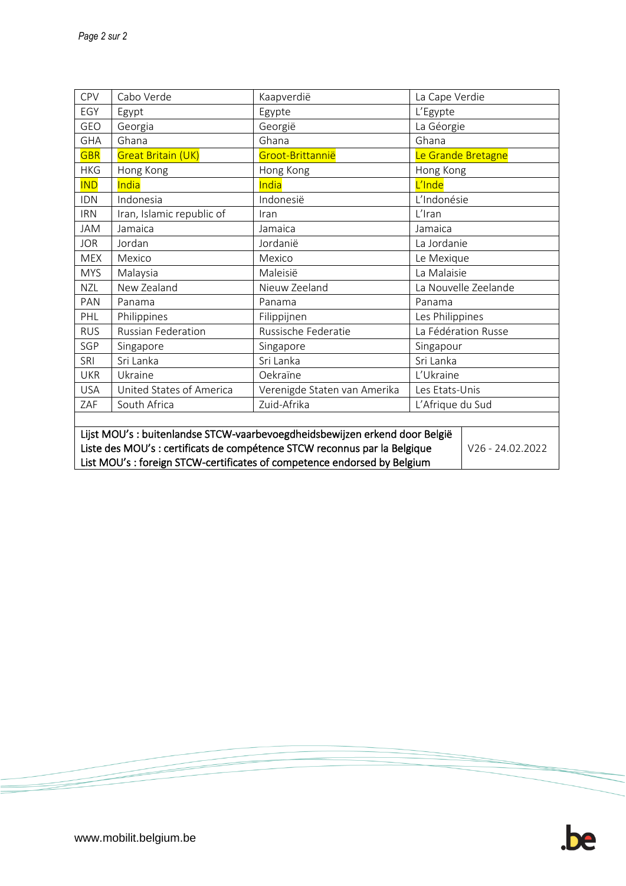| | | | |
|---|---|---|---|
| CPV | Cabo Verde | Kaapverdië | La Cape Verdie |
| EGY | Egypt | Egypte | L'Egypte |
| GEO | Georgia | Georgië | La Géorgie |
| GHA | Ghana | Ghana | Ghana |
| GBR | Great Britain (UK) | Groot-Brittannië | Le Grande Bretagne |
| HKG | Hong Kong | Hong Kong | Hong Kong |
| IND | India | India | L'Inde |
| IDN | Indonesia | Indonesië | L'Indonésie |
| IRN | Iran, Islamic republic of | Iran | L'Iran |
| JAM | Jamaica | Jamaica | Jamaica |
| JOR | Jordan | Jordanië | La Jordanie |
| MEX | Mexico | Mexico | Le Mexique |
| MYS | Malaysia | Maleisië | La Malaisie |
| NZL | New Zealand | Nieuw Zeeland | La Nouvelle Zeelande |
| PAN | Panama | Panama | Panama |
| PHL | Philippines | Filippijnen | Les Philippines |
| RUS | Russian Federation | Russische Federatie | La Fédération Russe |
| SGP | Singapore | Singapore | Singapour |
| SRI | Sri Lanka | Sri Lanka | Sri Lanka |
| UKR | Ukraine | Oekraïne | L'Ukraine |
| USA | United States of America | Verenigde Staten van Amerika | Les Etats-Unis |
| ZAF | South Africa | Zuid-Afrika | L'Afrique du Sud |

| | |
|---|---|
| Lijst MOU's : buitenlandse STCW-vaarbevoegdheidsbewijzen erkend door België<br>Liste des MOU's : certificats de compétence STCW reconnus par la Belgique<br>List MOU's : foreign STCW-certificates of competence endorsed by Belgium | V26 - 24.02.2022 |

www.mobilit.belgium.be